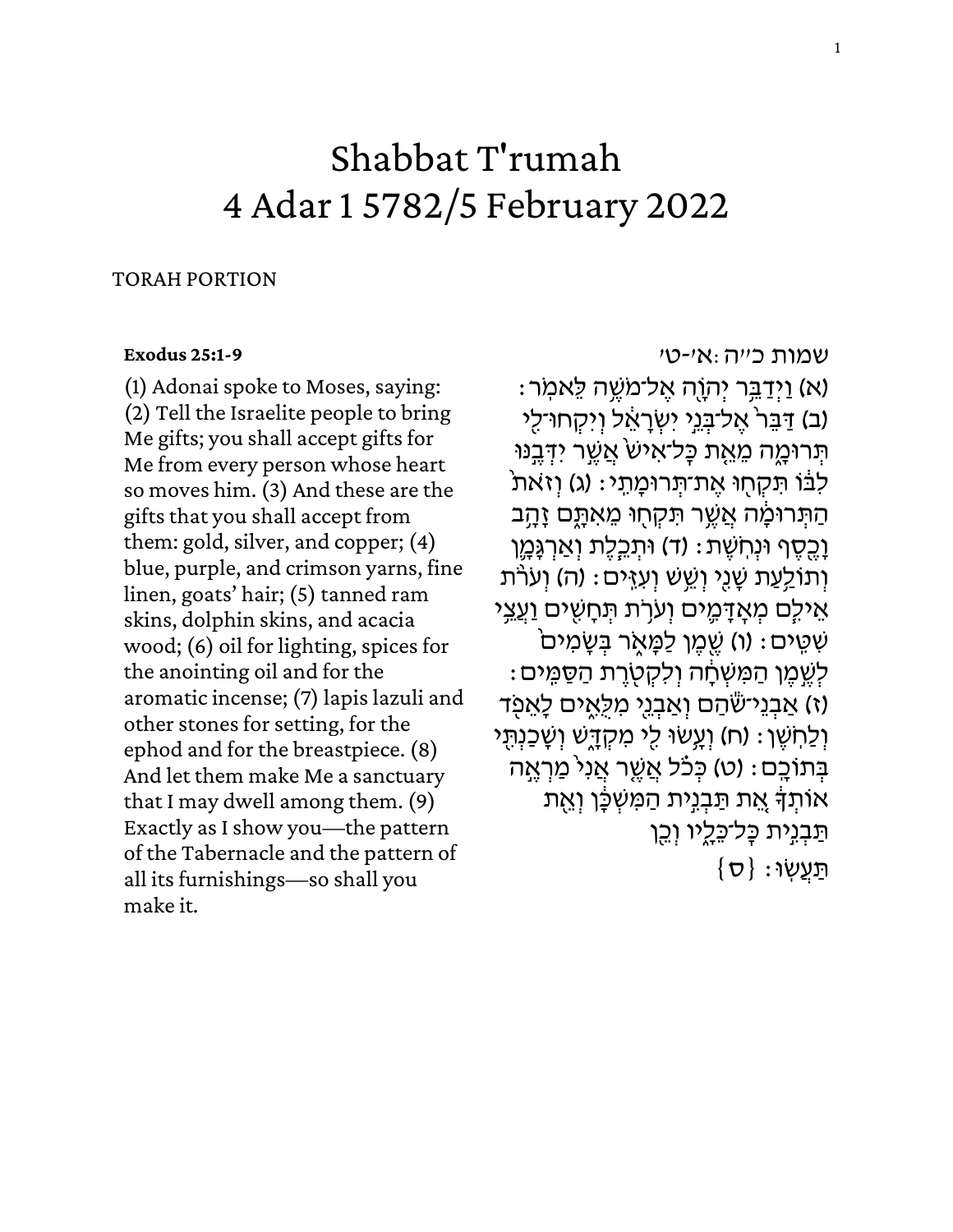# Shabbat T'rumah
# 4 Adar 1 5782/5 February 2022

TORAH PORTION

**Exodus 25:1-9**

(1) Adonai spoke to Moses, saying: (2) Tell the Israelite people to bring Me gifts; you shall accept gifts for Me from every person whose heart so moves him. (3) And these are the gifts that you shall accept from them: gold, silver, and copper; (4) blue, purple, and crimson yarns, fine linen, goats' hair; (5) tanned ram skins, dolphin skins, and acacia wood; (6) oil for lighting, spices for the anointing oil and for the aromatic incense; (7) lapis lazuli and other stones for setting, for the ephod and for the breastpiece. (8) And let them make Me a sanctuary that I may dwell among them. (9) Exactly as I show you—the pattern of the Tabernacle and the pattern of all its furnishings—so shall you make it.

שמות כ״ה:א׳-ט׳

(א) וַיְדַבֵּ֥ר יְהֹוָ֖ה אֶל־מֹשֶׁ֥ה לֵּאמֹֽר׃ (ב) דַּבֵּר֙ אֶל־בְּנֵ֣י יִשְׂרָאֵ֔ל וְיִקְחוּ־לִ֖י תְּרוּמָ֑ה מֵאֵ֤ת כׇּל־אִישׁ֙ אֲשֶׁ֣ר יִדְּבֶ֣נּוּ לִבּ֔וֹ תִּקְח֖וּ אֶת־תְּרוּמָתִֽי׃ (ג) וְזֹאת֙ הַתְּרוּמָ֔ה אֲשֶׁ֥ר תִּקְח֖וּ מֵאִתָּ֑ם זָהָ֥ב וָכֶ֖סֶף וּנְחֹֽשֶׁת׃ (ד) וּתְכֵ֧לֶת וְאַרְגָּמָ֛ן וְתוֹלַ֥עַת שָׁנִ֖י וְשֵׁ֥שׁ וְעִזִּֽים׃ (ה) וְעֹרֹ֨ת אֵילִ֧ם מְאׇדָּמִ֛ים וְעֹרֹ֥ת תְּחָשִׁ֖ים וַעֲצֵ֥י שִׁטִּֽים׃ (ו) שֶׁ֖מֶן לַמָּאֹ֑ר בְּשָׂמִים֙ לְשֶׁ֣מֶן הַמִּשְׁחָ֔ה וְלִקְטֹ֖רֶת הַסַּמִּֽים׃ (ז) אַבְנֵי־שֹׁ֔הַם וְאַבְנֵ֖י מִלֻּאִ֑ים לָאֵפֹ֖ד וְלַחֹֽשֶׁן׃ (ח) וְעָ֥שׂוּ לִ֖י מִקְדָּ֑שׁ וְשָׁכַנְתִּ֖י בְּתוֹכָֽם׃ (ט) כְּכֹ֗ל אֲשֶׁ֤ר אֲנִי֙ מַרְאֶ֣ה אוֹתְךָ֔ אֵ֚ת תַּבְנִ֣ית הַמִּשְׁכָּ֔ן וְאֵ֖ת תַּבְנִ֣ית כׇּל־כֵּלָ֑יו וְכֵ֖ן תַּעֲשֽׂוּ׃ {ס}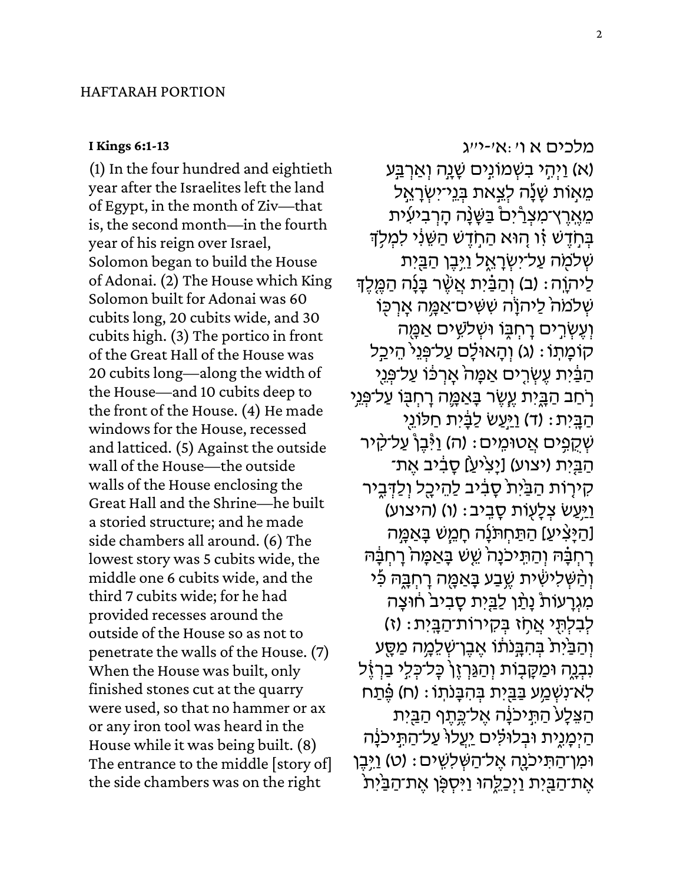HAFTARAH PORTION

**I Kings 6:1-13**

(1) In the four hundred and eightieth year after the Israelites left the land of Egypt, in the month of Ziv—that is, the second month—in the fourth year of his reign over Israel, Solomon began to build the House of Adonai. (2) The House which King Solomon built for Adonai was 60 cubits long, 20 cubits wide, and 30 cubits high. (3) The portico in front of the Great Hall of the House was 20 cubits long—along the width of the House—and 10 cubits deep to the front of the House. (4) He made windows for the House, recessed and latticed. (5) Against the outside wall of the House—the outside walls of the House enclosing the Great Hall and the Shrine—he built a storied structure; and he made side chambers all around. (6) The lowest story was 5 cubits wide, the middle one 6 cubits wide, and the third 7 cubits wide; for he had provided recesses around the outside of the House so as not to penetrate the walls of the House. (7) When the House was built, only finished stones cut at the quarry were used, so that no hammer or ax or any iron tool was heard in the House while it was being built. (8) The entrance to the middle [story of] the side chambers was on the right

מלכים א ו׳:א׳-י״ג

(א) וַיְהִ֣י בִשְׁמוֹנִ֣ים שָׁנָ֣ה וְאַרְבַּ֣ע מֵא֣וֹת שָׁנָ֡ה לְצֵ֣את בְּנֵֽי־יִשְׂרָאֵ֣ל מֵאֶֽרֶץ־מִצְרַיִם֩ בַּשָּׁנָ֨ה הָרְבִיעִ֜ית בְּחֹ֣דֶשׁ זִ֗ו ה֚וּא הַחֹ֣דֶשׁ הַשֵּׁנִ֔י לִמְלֹ֥ךְ שְׁלֹמֹ֖ה עַל־יִשְׂרָאֵ֑ל וַיִּ֥בֶן הַבַּ֖יִת לַיהוָֽה׃ (ב) וְהַבַּ֗יִת אֲשֶׁ֨ר בָּנָ֜ה הַמֶּ֤לֶךְ שְׁלֹמֹה֙ לַֽיהוָ֔ה שִׁשִּֽׁים־אַמָּ֥ה אָרְכּ֖וֹ וְעֶשְׂרִ֣ים רָחְבּ֑וֹ וּשְׁלֹשִׁ֥ים אַמָּ֖ה קוֹמָתֽוֹ׃ (ג) וְהָֽאוּלָ֗ם עַל־פְּנֵי֙ הֵיכַ֣ל הַבַּ֔יִת עֶשְׂרִ֤ים אַמָּה֙ אָרְכּ֔וֹ עַל־פְּנֵ֖י רֹ֣חַב הַבָּ֑יִת עֶ֧שֶׂר בָּאַמָּ֛ה רָחְבּ֖וֹ עַל־פְּנֵ֥י הַבָּֽיִת׃ (ד) וַיַּ֖עַשׂ לַבָּ֑יִת חַלּוֹנֵ֖י שְׁקֻפִ֥ים אֲטֻמִֽים׃ (ה) וַיִּ֩בֶן֩ עַל־קִ֨יר הַבַּ֤יִת (יצוע) [יָצִ֙יעַ֙] סָבִ֔יב אֶת־קִיר֤וֹת הַבַּ֙יִת֙ סָבִ֔יב לַֽהֵיכָ֖ל וְלַדְּבִ֑יר וַיַּ֥עַשׂ צְלָע֖וֹת סָבִֽיב׃ (ו) (היצוע) [הַיָּצִ֨יעַ] הַתַּחְתֹּנָ֜ה חָמֵ֧שׁ בָּאַמָּ֣ה רָחְבָּ֗הּ וְהַתִּֽיכֹנָה֙ שֵׁ֤שׁ בָּֽאַמָּה֙ רָחְבָּ֔הּ וְהַ֨שְּׁלִישִׁ֔ית שֶׁ֥בַע בָּאַמָּ֖ה רָחְבָּ֑הּ כִּ֣י מִגְרָעוֹת֩ נָתַ֨ן לַבַּ֤יִת סָבִיב֙ ח֔וּצָה לְבִלְתִּ֖י אֲחֹ֥ז בְּקִֽירוֹת־הַבָּֽיִת׃ (ז) וְהַבַּ֙יִת֙ בְּהִבָּ֣נֹת֔וֹ אֶֽבֶן־שְׁלֵמָ֥ה מַסָּ֖ע נִבְנָ֑ה וּמַקָּב֤וֹת וְהַגַּרְזֶן֙ כָּל־כְּלִ֣י בַרְזֶ֔ל לֹֽא־נִשְׁמַ֥ע בַּבַּ֖יִת בְּהִבָּנֹתֽוֹ׃ (ח) פֶּ֗תַח הַצֵּלָע֙ הַתִּ֣יכֹנָ֔ה אֶל־כֶּ֥תֶף הַבַּ֖יִת הַיְמָנִ֑ית וּבְלוּלִּ֣ים יַעֲל֗וּ עַל־הַתִּֽיכֹנָה֙ וּמִן־הַתִּֽיכֹנָ֖ה אֶל־הַשְּׁלִשִֽׁים׃ (ט) וַיִּ֥בֶן אֶת־הַבַּ֖יִת וַיְכַלֵּ֑הוּ וַיִּסְפֹּ֤ן אֶת־הַבַּ֙יִת֙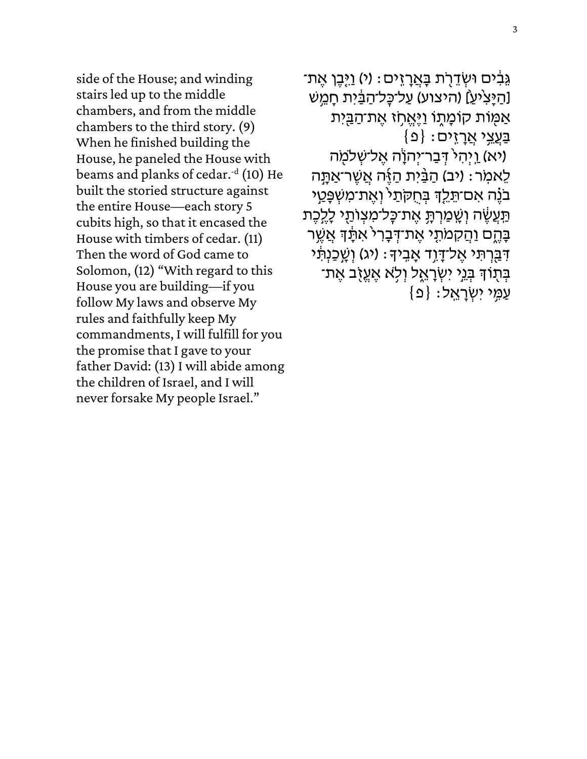גֵּבִ֥ים וּשְׂדֵרֹ֖ת בָּאֲרָזִֽים׃ (י) וַיִּ֤בֶן אֶת־[הַיָּצִ֙יעַ֙] (היצוע) עַל־כָּל־הַבַּ֔יִת חָמֵ֥שׁ אַמּ֖וֹת קוֹמָת֑וֹ וַיֶּאֱחֹ֥ז אֶת־הַבַּ֖יִת בַּעֲצֵ֥י אֲרָזִֽים׃ {פ}

(יא) וַיְהִי֙ דְּבַר־יְהֹוָ֔ה אֶל־שְׁלֹמֹ֖ה לֵאמֹֽר׃ (יב) הַבַּ֨יִת הַזֶּ֜ה אֲשֶׁר־אַתָּ֣ה בֹנֶ֗ה אִם־תֵּלֵ֤ךְ בְּחֻקֹּתַי֙ וְאֶת־מִשְׁפָּטַ֣י תַּעֲשֶׂ֔ה וְשָׁמַרְתָּ֥ אֶת־כָּל־מִצְוֺתַ֖י לָלֶ֣כֶת בָּהֶ֑ם וַהֲקִמֹתִ֤י אֶת־דְּבָרִי֙ אִתָּ֔ךְ אֲשֶׁ֥ר דִּבַּ֖רְתִּי אֶל־דָּוִ֥ד אָבִֽיךָ׃ (יג) וְשָׁ֣כַנְתִּ֔י בְּת֖וֹךְ בְּנֵ֣י יִשְׂרָאֵ֑ל וְלֹ֥א אֶעֱזֹ֖ב אֶת־עַמִּ֥י יִשְׂרָאֵֽל׃ {פ}

side of the House; and winding stairs led up to the middle chambers, and from the middle chambers to the third story. (9) When he finished building the House, he paneled the House with beams and planks of cedar.-d (10) He built the storied structure against the entire House—each story 5 cubits high, so that it encased the House with timbers of cedar. (11) Then the word of God came to Solomon, (12) "With regard to this House you are building—if you follow My laws and observe My rules and faithfully keep My commandments, I will fulfill for you the promise that I gave to your father David: (13) I will abide among the children of Israel, and I will never forsake My people Israel."